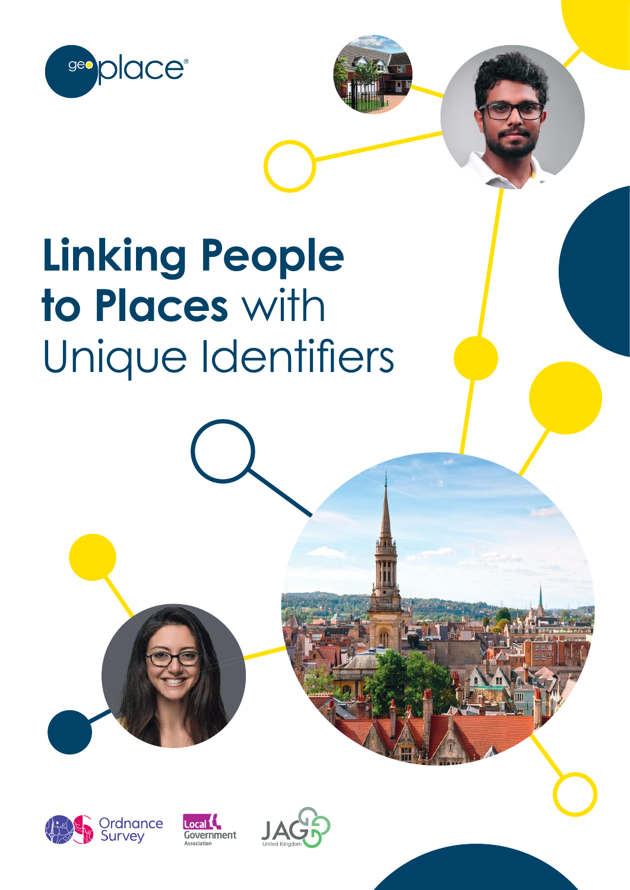geoplace®

# Linking People to Places with Unique Identifiers

Ordnance Survey

Local Government Association

JAG United Kingdom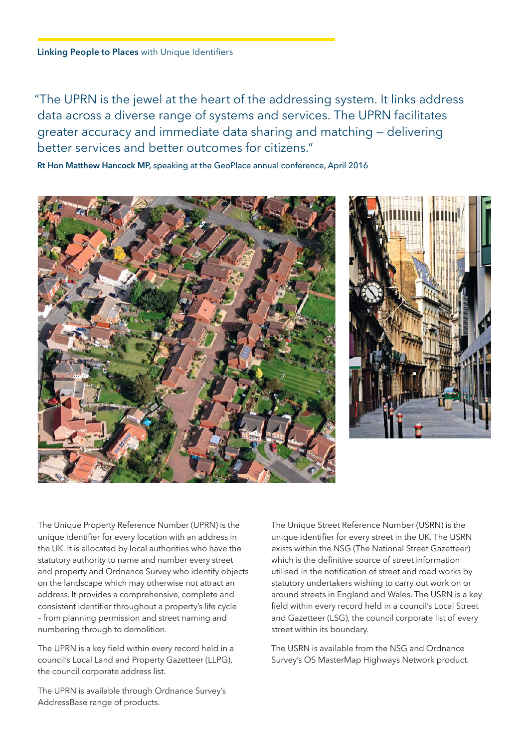> "The UPRN is the jewel at the heart of the addressing system. It links address data across a diverse range of systems and services. The UPRN facilitates greater accuracy and immediate data sharing and matching – delivering better services and better outcomes for citizens."

**Rt Hon Matthew Hancock MP,** speaking at the GeoPlace annual conference, April 2016

The Unique Property Reference Number (UPRN) is the unique identifier for every location with an address in the UK. It is allocated by local authorities who have the statutory authority to name and number every street and property and Ordnance Survey who identify objects on the landscape which may otherwise not attract an address. It provides a comprehensive, complete and consistent identifier throughout a property's life cycle – from planning permission and street naming and numbering through to demolition.

The UPRN is a key field within every record held in a council's Local Land and Property Gazetteer (LLPG), the council corporate address list.

The UPRN is available through Ordnance Survey's AddressBase range of products.

The Unique Street Reference Number (USRN) is the unique identifier for every street in the UK. The USRN exists within the NSG (The National Street Gazetteer) which is the definitive source of street information utilised in the notification of street and road works by statutory undertakers wishing to carry out work on or around streets in England and Wales. The USRN is a key field within every record held in a council's Local Street and Gazetteer (LSG), the council corporate list of every street within its boundary.

The USRN is available from the NSG and Ordnance Survey's OS MasterMap Highways Network product.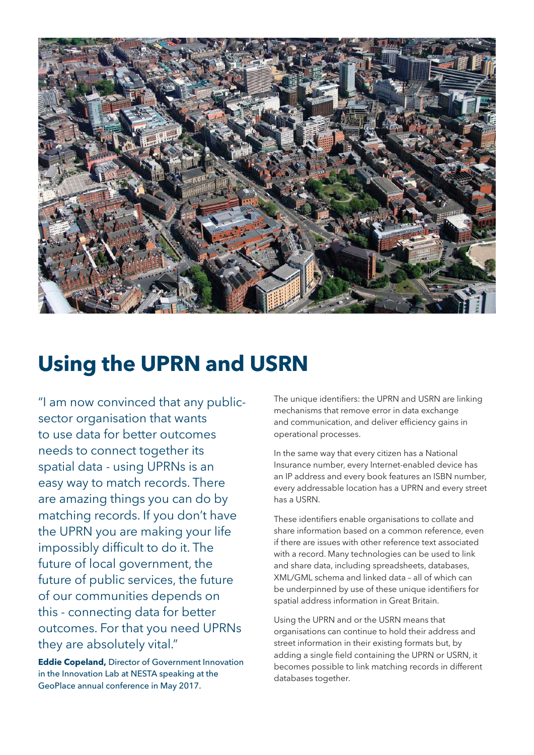# Using the UPRN and USRN

"I am now convinced that any public-sector organisation that wants to use data for better outcomes needs to connect together its spatial data - using UPRNs is an easy way to match records. There are amazing things you can do by matching records. If you don't have the UPRN you are making your life impossibly difficult to do it. The future of local government, the future of public services, the future of our communities depends on this - connecting data for better outcomes. For that you need UPRNs they are absolutely vital."

**Eddie Copeland,** Director of Government Innovation in the Innovation Lab at NESTA speaking at the GeoPlace annual conference in May 2017.

The unique identifiers: the UPRN and USRN are linking mechanisms that remove error in data exchange and communication, and deliver efficiency gains in operational processes.

In the same way that every citizen has a National Insurance number, every Internet-enabled device has an IP address and every book features an ISBN number, every addressable location has a UPRN and every street has a USRN.

These identifiers enable organisations to collate and share information based on a common reference, even if there are issues with other reference text associated with a record. Many technologies can be used to link and share data, including spreadsheets, databases, XML/GML schema and linked data – all of which can be underpinned by use of these unique identifiers for spatial address information in Great Britain.

Using the UPRN and or the USRN means that organisations can continue to hold their address and street information in their existing formats but, by adding a single field containing the UPRN or USRN, it becomes possible to link matching records in different databases together.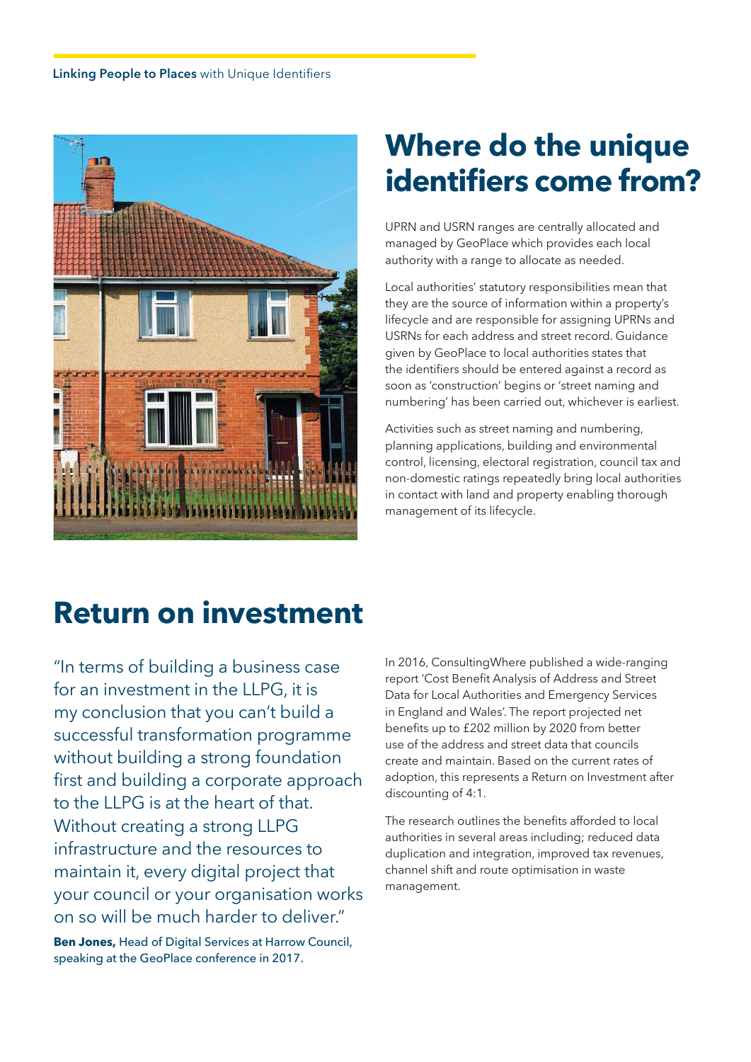## Where do the unique identifiers come from?

UPRN and USRN ranges are centrally allocated and managed by GeoPlace which provides each local authority with a range to allocate as needed.

Local authorities' statutory responsibilities mean that they are the source of information within a property's lifecycle and are responsible for assigning UPRNs and USRNs for each address and street record. Guidance given by GeoPlace to local authorities states that the identifiers should be entered against a record as soon as 'construction' begins or 'street naming and numbering' has been carried out, whichever is earliest.

Activities such as street naming and numbering, planning applications, building and environmental control, licensing, electoral registration, council tax and non-domestic ratings repeatedly bring local authorities in contact with land and property enabling thorough management of its lifecycle.

## Return on investment

"In terms of building a business case for an investment in the LLPG, it is my conclusion that you can't build a successful transformation programme without building a strong foundation first and building a corporate approach to the LLPG is at the heart of that. Without creating a strong LLPG infrastructure and the resources to maintain it, every digital project that your council or your organisation works on so will be much harder to deliver."

**Ben Jones,** Head of Digital Services at Harrow Council, speaking at the GeoPlace conference in 2017.

In 2016, ConsultingWhere published a wide-ranging report 'Cost Benefit Analysis of Address and Street Data for Local Authorities and Emergency Services in England and Wales'. The report projected net benefits up to £202 million by 2020 from better use of the address and street data that councils create and maintain. Based on the current rates of adoption, this represents a Return on Investment after discounting of 4:1.

The research outlines the benefits afforded to local authorities in several areas including; reduced data duplication and integration, improved tax revenues, channel shift and route optimisation in waste management.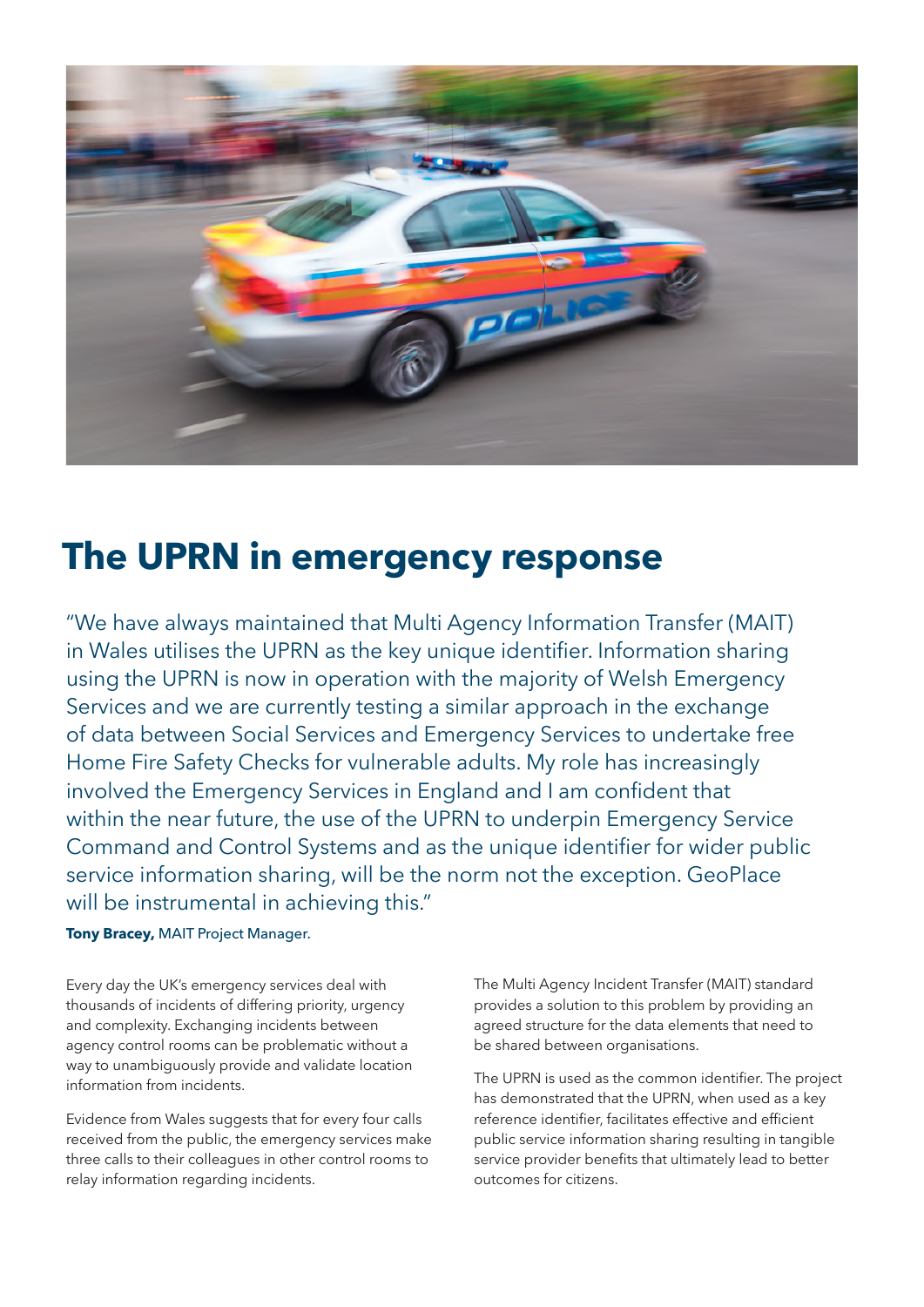# The UPRN in emergency response

"We have always maintained that Multi Agency Information Transfer (MAIT) in Wales utilises the UPRN as the key unique identifier. Information sharing using the UPRN is now in operation with the majority of Welsh Emergency Services and we are currently testing a similar approach in the exchange of data between Social Services and Emergency Services to undertake free Home Fire Safety Checks for vulnerable adults. My role has increasingly involved the Emergency Services in England and I am confident that within the near future, the use of the UPRN to underpin Emergency Service Command and Control Systems and as the unique identifier for wider public service information sharing, will be the norm not the exception. GeoPlace will be instrumental in achieving this."

**Tony Bracey,** MAIT Project Manager.

Every day the UK's emergency services deal with thousands of incidents of differing priority, urgency and complexity. Exchanging incidents between agency control rooms can be problematic without a way to unambiguously provide and validate location information from incidents.

Evidence from Wales suggests that for every four calls received from the public, the emergency services make three calls to their colleagues in other control rooms to relay information regarding incidents.

The Multi Agency Incident Transfer (MAIT) standard provides a solution to this problem by providing an agreed structure for the data elements that need to be shared between organisations.

The UPRN is used as the common identifier. The project has demonstrated that the UPRN, when used as a key reference identifier, facilitates effective and efficient public service information sharing resulting in tangible service provider benefits that ultimately lead to better outcomes for citizens.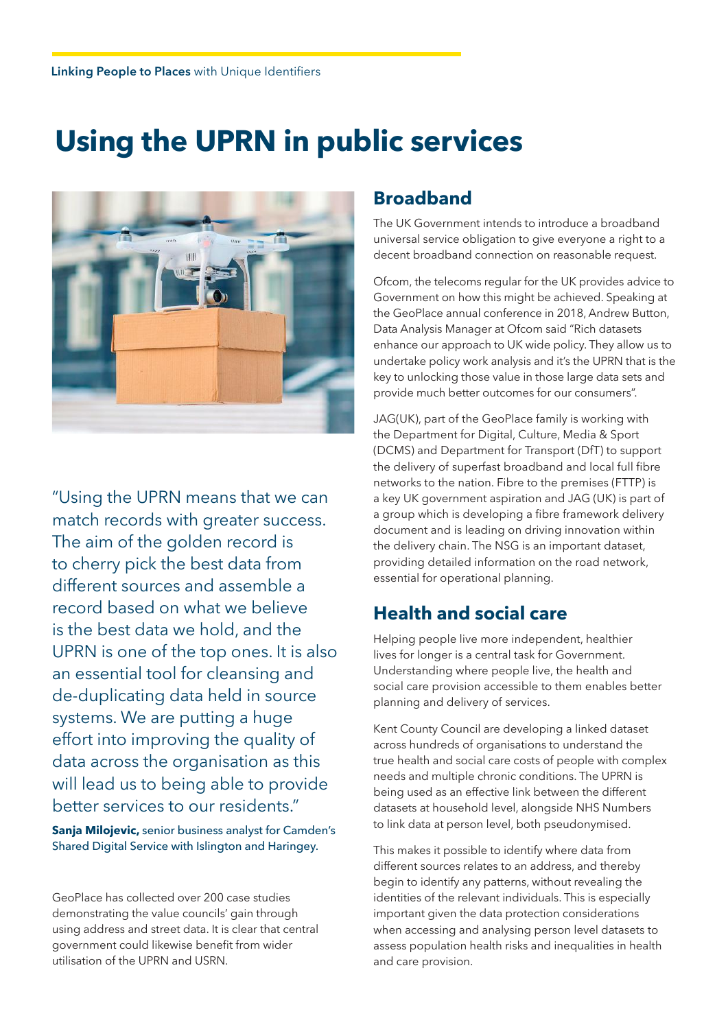# Using the UPRN in public services

"Using the UPRN means that we can match records with greater success. The aim of the golden record is to cherry pick the best data from different sources and assemble a record based on what we believe is the best data we hold, and the UPRN is one of the top ones. It is also an essential tool for cleansing and de-duplicating data held in source systems. We are putting a huge effort into improving the quality of data across the organisation as this will lead us to being able to provide better services to our residents."

**Sanja Milojevic,** senior business analyst for Camden's Shared Digital Service with Islington and Haringey.

GeoPlace has collected over 200 case studies demonstrating the value councils' gain through using address and street data. It is clear that central government could likewise benefit from wider utilisation of the UPRN and USRN.

## Broadband

The UK Government intends to introduce a broadband universal service obligation to give everyone a right to a decent broadband connection on reasonable request.

Ofcom, the telecoms regular for the UK provides advice to Government on how this might be achieved. Speaking at the GeoPlace annual conference in 2018, Andrew Button, Data Analysis Manager at Ofcom said "Rich datasets enhance our approach to UK wide policy. They allow us to undertake policy work analysis and it's the UPRN that is the key to unlocking those value in those large data sets and provide much better outcomes for our consumers".

JAG(UK), part of the GeoPlace family is working with the Department for Digital, Culture, Media & Sport (DCMS) and Department for Transport (DfT) to support the delivery of superfast broadband and local full fibre networks to the nation. Fibre to the premises (FTTP) is a key UK government aspiration and JAG (UK) is part of a group which is developing a fibre framework delivery document and is leading on driving innovation within the delivery chain. The NSG is an important dataset, providing detailed information on the road network, essential for operational planning.

## Health and social care

Helping people live more independent, healthier lives for longer is a central task for Government. Understanding where people live, the health and social care provision accessible to them enables better planning and delivery of services.

Kent County Council are developing a linked dataset across hundreds of organisations to understand the true health and social care costs of people with complex needs and multiple chronic conditions. The UPRN is being used as an effective link between the different datasets at household level, alongside NHS Numbers to link data at person level, both pseudonymised.

This makes it possible to identify where data from different sources relates to an address, and thereby begin to identify any patterns, without revealing the identities of the relevant individuals. This is especially important given the data protection considerations when accessing and analysing person level datasets to assess population health risks and inequalities in health and care provision.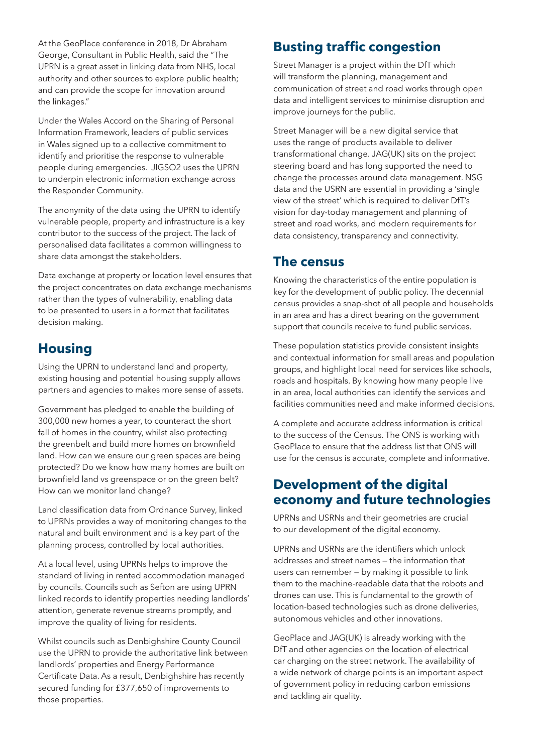At the GeoPlace conference in 2018, Dr Abraham George, Consultant in Public Health, said the "The UPRN is a great asset in linking data from NHS, local authority and other sources to explore public health; and can provide the scope for innovation around the linkages."

Under the Wales Accord on the Sharing of Personal Information Framework, leaders of public services in Wales signed up to a collective commitment to identify and prioritise the response to vulnerable people during emergencies. JIGSO2 uses the UPRN to underpin electronic information exchange across the Responder Community.

The anonymity of the data using the UPRN to identify vulnerable people, property and infrastructure is a key contributor to the success of the project. The lack of personalised data facilitates a common willingness to share data amongst the stakeholders.

Data exchange at property or location level ensures that the project concentrates on data exchange mechanisms rather than the types of vulnerability, enabling data to be presented to users in a format that facilitates decision making.

## Housing

Using the UPRN to understand land and property, existing housing and potential housing supply allows partners and agencies to makes more sense of assets.

Government has pledged to enable the building of 300,000 new homes a year, to counteract the short fall of homes in the country, whilst also protecting the greenbelt and build more homes on brownfield land. How can we ensure our green spaces are being protected? Do we know how many homes are built on brownfield land vs greenspace or on the green belt? How can we monitor land change?

Land classification data from Ordnance Survey, linked to UPRNs provides a way of monitoring changes to the natural and built environment and is a key part of the planning process, controlled by local authorities.

At a local level, using UPRNs helps to improve the standard of living in rented accommodation managed by councils. Councils such as Sefton are using UPRN linked records to identify properties needing landlords' attention, generate revenue streams promptly, and improve the quality of living for residents.

Whilst councils such as Denbighshire County Council use the UPRN to provide the authoritative link between landlords' properties and Energy Performance Certificate Data. As a result, Denbighshire has recently secured funding for £377,650 of improvements to those properties.

## Busting traffic congestion

Street Manager is a project within the DfT which will transform the planning, management and communication of street and road works through open data and intelligent services to minimise disruption and improve journeys for the public.

Street Manager will be a new digital service that uses the range of products available to deliver transformational change. JAG(UK) sits on the project steering board and has long supported the need to change the processes around data management. NSG data and the USRN are essential in providing a 'single view of the street' which is required to deliver DfT's vision for day-today management and planning of street and road works, and modern requirements for data consistency, transparency and connectivity.

## The census

Knowing the characteristics of the entire population is key for the development of public policy. The decennial census provides a snap-shot of all people and households in an area and has a direct bearing on the government support that councils receive to fund public services.

These population statistics provide consistent insights and contextual information for small areas and population groups, and highlight local need for services like schools, roads and hospitals. By knowing how many people live in an area, local authorities can identify the services and facilities communities need and make informed decisions.

A complete and accurate address information is critical to the success of the Census. The ONS is working with GeoPlace to ensure that the address list that ONS will use for the census is accurate, complete and informative.

## Development of the digital economy and future technologies

UPRNs and USRNs and their geometries are crucial to our development of the digital economy.

UPRNs and USRNs are the identifiers which unlock addresses and street names — the information that users can remember — by making it possible to link them to the machine-readable data that the robots and drones can use. This is fundamental to the growth of location-based technologies such as drone deliveries, autonomous vehicles and other innovations.

GeoPlace and JAG(UK) is already working with the DfT and other agencies on the location of electrical car charging on the street network. The availability of a wide network of charge points is an important aspect of government policy in reducing carbon emissions and tackling air quality.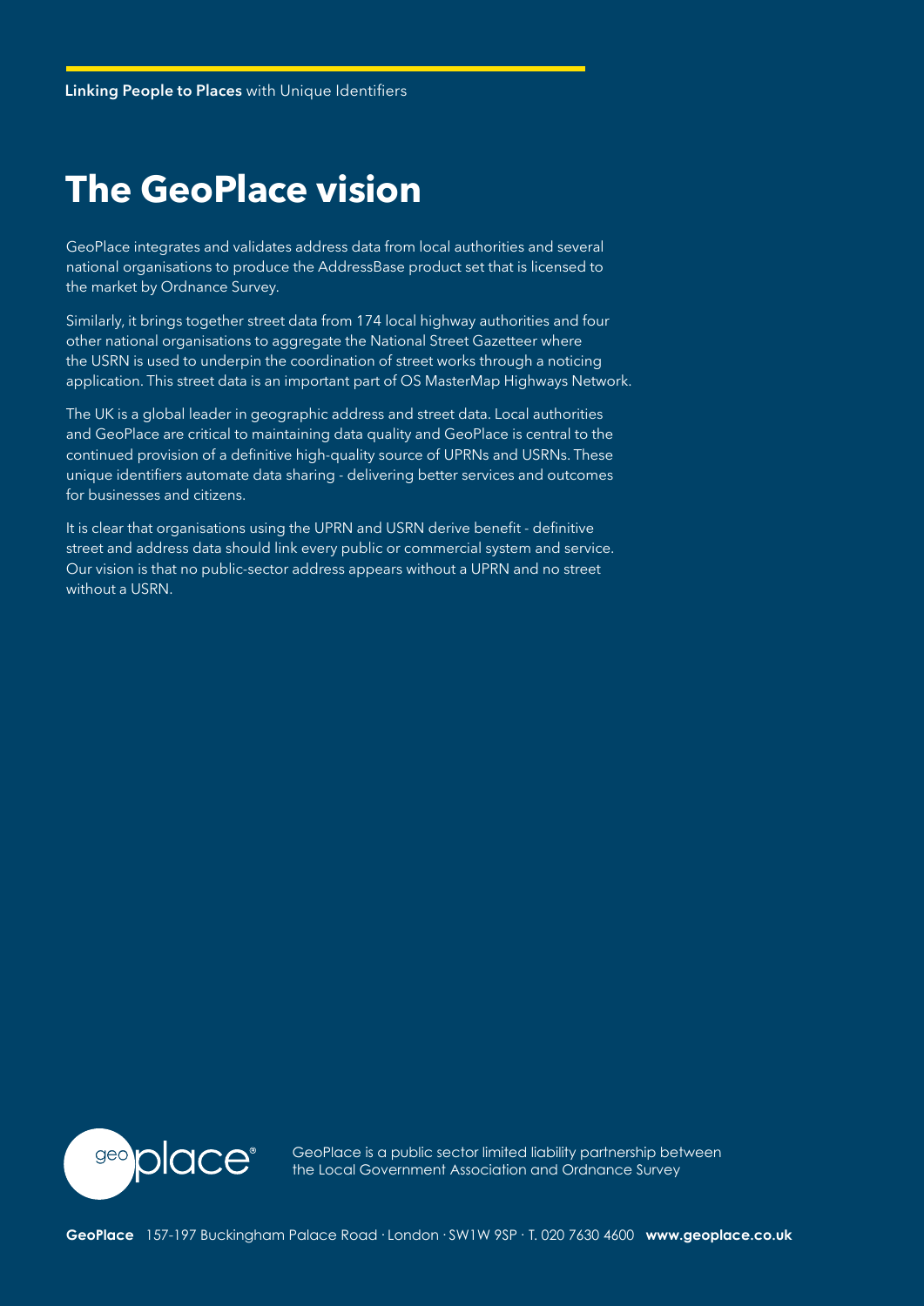**Linking People to Places** with Unique Identifiers

# The GeoPlace vision

GeoPlace integrates and validates address data from local authorities and several national organisations to produce the AddressBase product set that is licensed to the market by Ordnance Survey.

Similarly, it brings together street data from 174 local highway authorities and four other national organisations to aggregate the National Street Gazetteer where the USRN is used to underpin the coordination of street works through a noticing application. This street data is an important part of OS MasterMap Highways Network.

The UK is a global leader in geographic address and street data. Local authorities and GeoPlace are critical to maintaining data quality and GeoPlace is central to the continued provision of a definitive high-quality source of UPRNs and USRNs. These unique identifiers automate data sharing - delivering better services and outcomes for businesses and citizens.

It is clear that organisations using the UPRN and USRN derive benefit - definitive street and address data should link every public or commercial system and service. Our vision is that no public-sector address appears without a UPRN and no street without a USRN.

geo place®

GeoPlace is a public sector limited liability partnership between the Local Government Association and Ordnance Survey

**GeoPlace** 157-197 Buckingham Palace Road · London · SW1W 9SP · T. 020 7630 4600 **www.geoplace.co.uk**